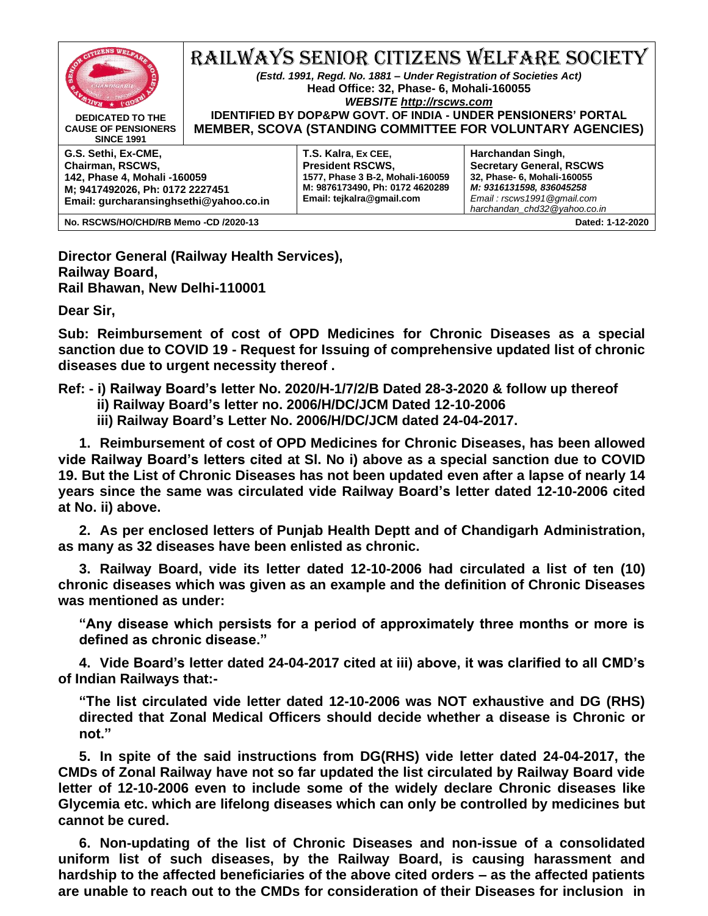# RAILWAYS SENIOR CITIZENS WELFARE SOCIETY

*(Estd. 1991, Regd. No. 1881 – Under Registration of Societies Act)*
**Head Office: 32, Phase- 6, Mohali-160055**
***WEBSITE http://rscws.com***
**IDENTIFIED BY DOP&PW GOVT. OF INDIA - UNDER PENSIONERS' PORTAL**
**MEMBER, SCOVA (STANDING COMMITTEE FOR VOLUNTARY AGENCIES)**

**DEDICATED TO THE CAUSE OF PENSIONERS SINCE 1991**

| G.S. Sethi, Ex-CME, Chairman, RSCWS, 142, Phase 4, Mohali -160059 M; 9417492026, Ph: 0172 2227451 Email: gurcharansinghsethi@yahoo.co.in | T.S. Kalra, Ex CEE, President RSCWS, 1577, Phase 3 B-2, Mohali-160059 M: 9876173490, Ph: 0172 4620289 Email: tejkalra@gmail.com | Harchandan Singh, Secretary General, RSCWS 32, Phase- 6, Mohali-160055 M: 9316131598, 836045258 Email : rscws1991@gmail.com harchandan_chd32@yahoo.co.in |
|---|---|---|

**No. RSCWS/HO/CHD/RB Memo -CD /2020-13** **Dated: 1-12-2020**

**Director General (Railway Health Services),**
**Railway Board,**
**Rail Bhawan, New Delhi-110001**

**Dear Sir,**

**Sub: Reimbursement of cost of OPD Medicines for Chronic Diseases as a special sanction due to COVID 19 - Request for Issuing of comprehensive updated list of chronic diseases due to urgent necessity thereof .**

**Ref: - i) Railway Board's letter No. 2020/H-1/7/2/B Dated 28-3-2020 & follow up thereof**
**ii) Railway Board's letter no. 2006/H/DC/JCM Dated 12-10-2006**
**iii) Railway Board's Letter No. 2006/H/DC/JCM dated 24-04-2017.**

**1. Reimbursement of cost of OPD Medicines for Chronic Diseases, has been allowed vide Railway Board's letters cited at Sl. No i) above as a special sanction due to COVID 19. But the List of Chronic Diseases has not been updated even after a lapse of nearly 14 years since the same was circulated vide Railway Board's letter dated 12-10-2006 cited at No. ii) above.**

**2. As per enclosed letters of Punjab Health Deptt and of Chandigarh Administration, as many as 32 diseases have been enlisted as chronic.**

**3. Railway Board, vide its letter dated 12-10-2006 had circulated a list of ten (10) chronic diseases which was given as an example and the definition of Chronic Diseases was mentioned as under:**

**"Any disease which persists for a period of approximately three months or more is defined as chronic disease."**

**4. Vide Board's letter dated 24-04-2017 cited at iii) above, it was clarified to all CMD's of Indian Railways that:-**

**"The list circulated vide letter dated 12-10-2006 was NOT exhaustive and DG (RHS) directed that Zonal Medical Officers should decide whether a disease is Chronic or not."**

**5. In spite of the said instructions from DG(RHS) vide letter dated 24-04-2017, the CMDs of Zonal Railway have not so far updated the list circulated by Railway Board vide letter of 12-10-2006 even to include some of the widely declare Chronic diseases like Glycemia etc. which are lifelong diseases which can only be controlled by medicines but cannot be cured.**

**6. Non-updating of the list of Chronic Diseases and non-issue of a consolidated uniform list of such diseases, by the Railway Board, is causing harassment and hardship to the affected beneficiaries of the above cited orders – as the affected patients are unable to reach out to the CMDs for consideration of their Diseases for inclusion in**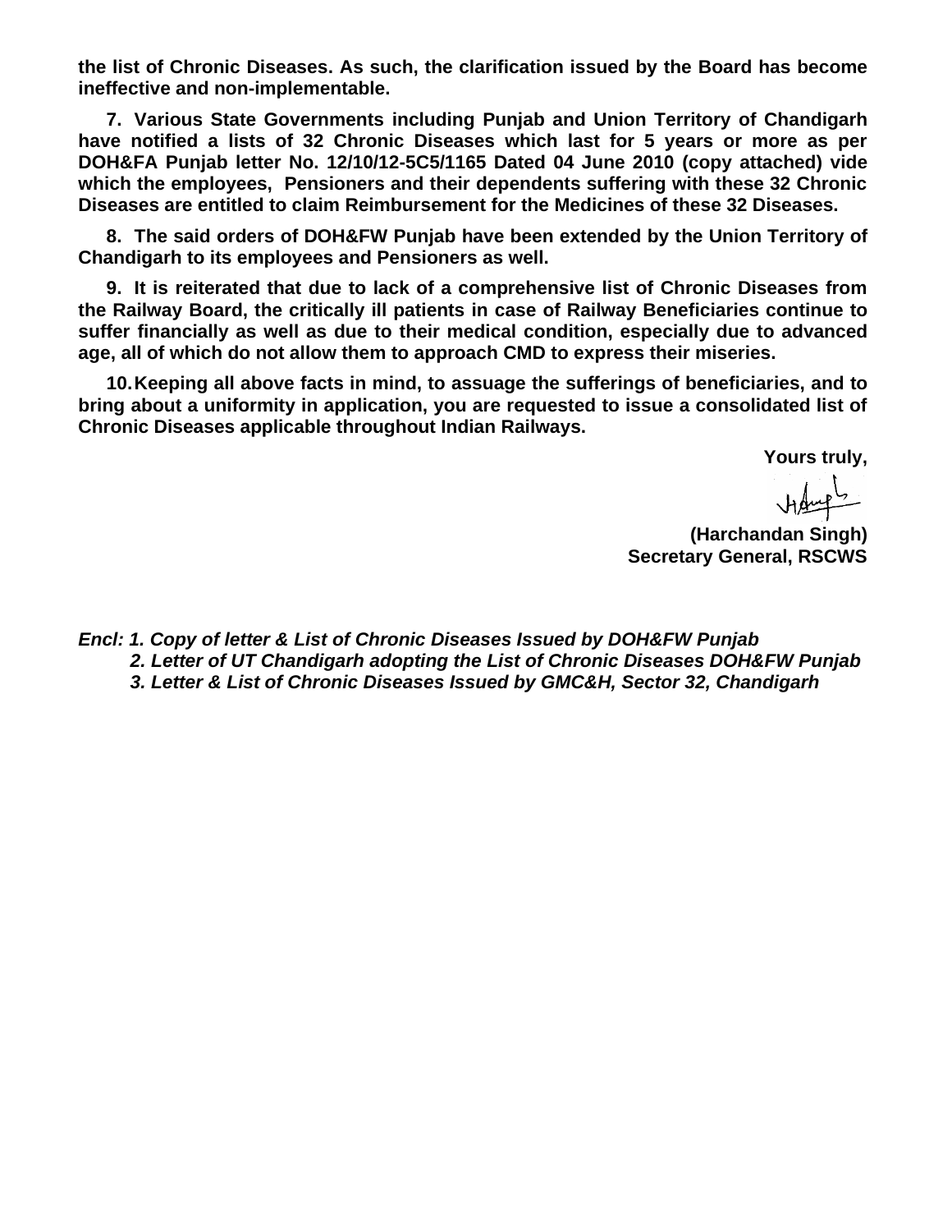**the list of Chronic Diseases. As such, the clarification issued by the Board has become ineffective and non-implementable.**

**7. Various State Governments including Punjab and Union Territory of Chandigarh have notified a lists of 32 Chronic Diseases which last for 5 years or more as per DOH&FA Punjab letter No. 12/10/12-5C5/1165 Dated 04 June 2010 (copy attached) vide which the employees, Pensioners and their dependents suffering with these 32 Chronic Diseases are entitled to claim Reimbursement for the Medicines of these 32 Diseases.**

**8. The said orders of DOH&FW Punjab have been extended by the Union Territory of Chandigarh to its employees and Pensioners as well.**

**9. It is reiterated that due to lack of a comprehensive list of Chronic Diseases from the Railway Board, the critically ill patients in case of Railway Beneficiaries continue to suffer financially as well as due to their medical condition, especially due to advanced age, all of which do not allow them to approach CMD to express their miseries.**

**10. Keeping all above facts in mind, to assuage the sufferings of beneficiaries, and to bring about a uniformity in application, you are requested to issue a consolidated list of Chronic Diseases applicable throughout Indian Railways.**

**Yours truly,**

**(Harchandan Singh)**
**Secretary General, RSCWS**

***Encl: 1. Copy of letter & List of Chronic Diseases Issued by DOH&FW Punjab***
***2. Letter of UT Chandigarh adopting the List of Chronic Diseases DOH&FW Punjab***
***3. Letter & List of Chronic Diseases Issued by GMC&H, Sector 32, Chandigarh***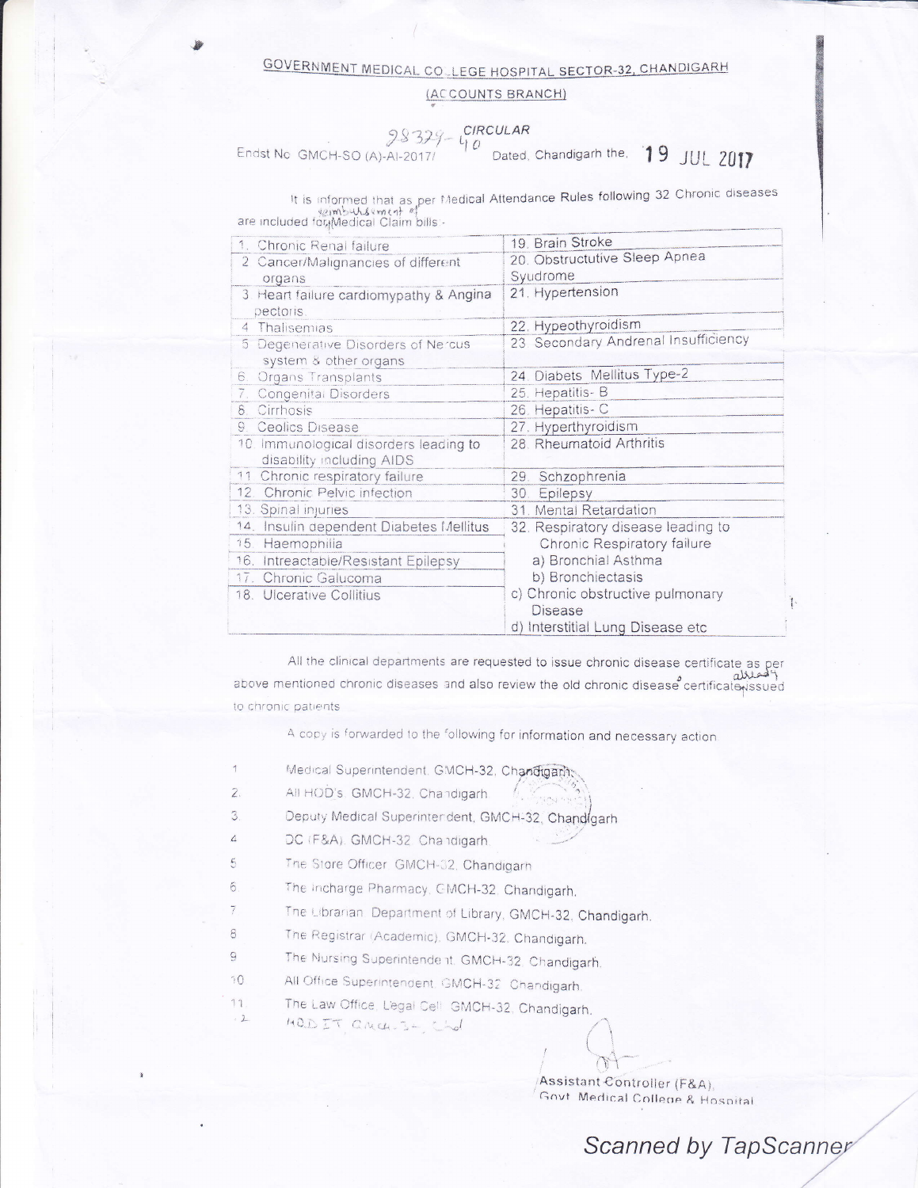GOVERNMENT MEDICAL COLLEGE HOSPITAL SECTOR-32, CHANDIGARH

(ACCOUNTS BRANCH)

CIRCULAR

Endst No. GMCH-SO (A)-AI-2017/ 98379-40 Dated, Chandigarh the, 19 JUL 2017

It is informed that as per Medical Attendance Rules following 32 Chronic diseases are included for reimbursement of Medical Claim bills :-

| | |
|---|---|
| 1. Chronic Renal failure | 19. Brain Stroke |
| 2. Cancer/Malignancies of different organs | 20. Obstructutive Sleep Apnea Syudrome |
| 3. Heart failure cardiomypathy & Angina pectoris | 21. Hypertension |
| 4. Thalisemias | 22. Hypeothyroidism |
| 5. Degenerative Disorders of Nercus system & other organs | 23. Secondary Andrenal Insufficiency |
| 6. Organs Transplants | 24. Diabets Mellitus Type-2 |
| 7. Congenital Disorders | 25. Hepatitis- B |
| 8. Cirrhosis | 26. Hepatitis- C |
| 9. Ceolics Disease | 27. Hyperthyroidism |
| 10. Immunological disorders leading to disability including AIDS | 28. Rheumatoid Arthritis |
| 11. Chronic respiratory failure | 29. Schzophrenia |
| 12. Chronic Pelvic infection | 30. Epilepsy |
| 13. Spinal injuries | 31. Mental Retardation |
| 14. Insulin dependent Diabetes Mellitus | 32. Respiratory disease leading to Chronic Respiratory failure<br>a) Bronchial Asthma<br>b) Bronchiectasis<br>c) Chronic obstructive pulmonary Disease<br>d) Interstitial Lung Disease etc |
| 15. Haemophilia | |
| 16. Intreactable/Resistant Epilepsy | |
| 17. Chronic Galucoma | |
| 18. Ulcerative Collitius | |

All the clinical departments are requested to issue chronic disease certificate as per above mentioned chronic diseases and also review the old chronic disease certificate already issued to chronic patients.

A copy is forwarded to the following for information and necessary action.

1. Medical Superintendent, GMCH-32, Chandigarh.
2. All HOD's, GMCH-32, Chandigarh.
3. Deputy Medical Superintendent, GMCH-32, Chandigarh.
4. DC (F&A), GMCH-32, Chandigarh.
5. The Store Officer, GMCH-32, Chandigarh.
6. The incharge Pharmacy, GMCH-32, Chandigarh.
7. The Librarian, Department of Library, GMCH-32, Chandigarh.
8. The Registrar (Academic), GMCH-32, Chandigarh.
9. The Nursing Superintendent, GMCH-32, Chandigarh.
10. All Office Superintendent, GMCH-32, Chandigarh.
11. The Law Office, Legal Cell, GMCH-32, Chandigarh.
12. HOD IT, GMCH-32, Chd

Assistant Controller (F&A),
Govt. Medical College & Hospital